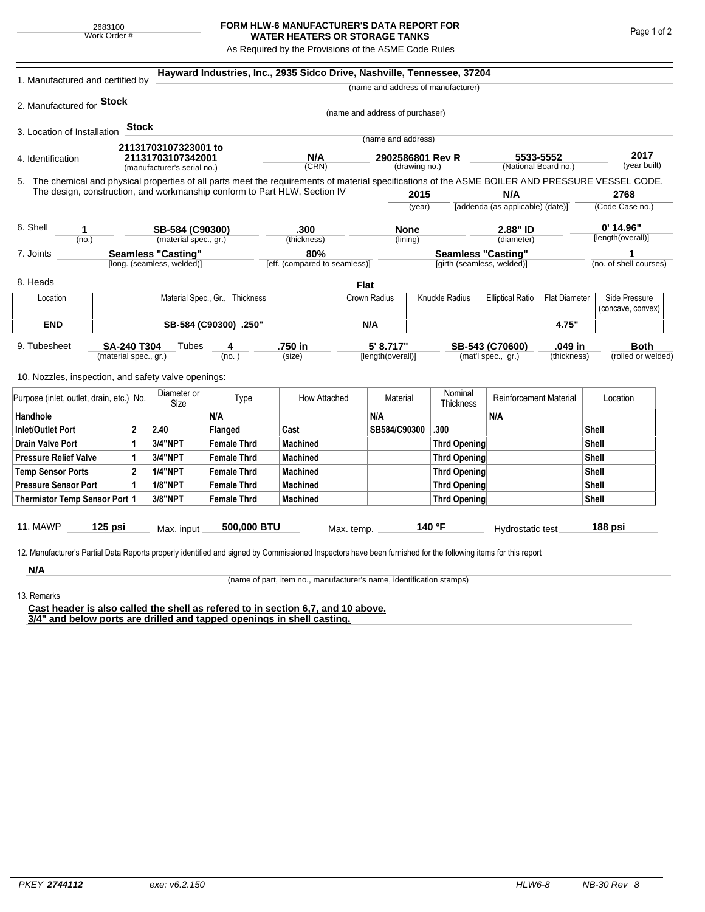2683100
Work Order #

# FORM HLW-6 MANUFACTURER'S DATA REPORT FOR WATER HEATERS OR STORAGE TANKS

As Required by the Provisions of the ASME Code Rules

1. Manufactured and certified by **Hayward Industries, Inc., 2935 Sidco Drive, Nashville, Tennessee, 37204**
(name and address of manufacturer)

2. Manufactured for **Stock**
(name and address of purchaser)

3. Location of Installation **Stock**
(name and address)

4. Identification **21131703107323001 to 21131703107342001** (manufacturer's serial no.) **N/A** (CRN) **2902586801 Rev R** (drawing no.) **5533-5552** (National Board no.) **2017** (year built)

5. The chemical and physical properties of all parts meet the requirements of material specifications of the ASME BOILER AND PRESSURE VESSEL CODE. The design, construction, and workmanship conform to Part HLW, Section IV **2015** (year) **N/A** [addenda (as applicable) (date)] **2768** (Code Case no.)

6. Shell **1** (no.) **SB-584 (C90300)** (material spec., gr.) **.300** (thickness) **None** (lining) **2.88" ID** (diameter) **0' 14.96"** [length(overall)]

7. Joints **Seamless "Casting"** [long. (seamless, welded)] **80%** [eff. (compared to seamless)] **Seamless "Casting"** [girth (seamless, welded)] **1** (no. of shell courses)

8. Heads **Flat**

| Location | Material Spec., Gr., Thickness | Crown Radius | Knuckle Radius | Elliptical Ratio | Flat Diameter | Side Pressure (concave, convex) |
|---|---|---|---|---|---|---|
| **END** | **SB-584 (C90300) .250"** | **N/A** | | | **4.75"** | |

9. Tubesheet **SA-240 T304** (material spec., gr.) Tubes **4** (no.) **.750 in** (size) **5' 8.717"** [length(overall)] **SB-543 (C70600)** (mat'l spec., gr.) **.049 in** (thickness) **Both** (rolled or welded)

10. Nozzles, inspection, and safety valve openings:

| Purpose (inlet, outlet, drain, etc.) | No. | Diameter or Size | Type | How Attached | Material | Nominal Thickness | Reinforcement Material | Location |
|---|---|---|---|---|---|---|---|---|
| **Handhole** | | | **N/A** | | **N/A** | | **N/A** | |
| **Inlet/Outlet Port** | **2** | **2.40** | **Flanged** | **Cast** | **SB584/C90300** | **.300** | | **Shell** |
| **Drain Valve Port** | **1** | **3/4"NPT** | **Female Thrd** | **Machined** | | **Thrd Opening** | | **Shell** |
| **Pressure Relief Valve** | **1** | **3/4"NPT** | **Female Thrd** | **Machined** | | **Thrd Opening** | | **Shell** |
| **Temp Sensor Ports** | **2** | **1/4"NPT** | **Female Thrd** | **Machined** | | **Thrd Opening** | | **Shell** |
| **Pressure Sensor Port** | **1** | **1/8"NPT** | **Female Thrd** | **Machined** | | **Thrd Opening** | | **Shell** |
| **Thermistor Temp Sensor Port** | **1** | **3/8"NPT** | **Female Thrd** | **Machined** | | **Thrd Opening** | | **Shell** |

11. MAWP **125 psi** Max. input **500,000 BTU** Max. temp. **140 °F** Hydrostatic test **188 psi**

12. Manufacturer's Partial Data Reports properly identified and signed by Commissioned Inspectors have been furnished for the following items for this report

**N/A**
(name of part, item no., manufacturer's name, identification stamps)

13. Remarks

**Cast header is also called the shell as refered to in section 6,7, and 10 above.**
**3/4" and below ports are drilled and tapped openings in shell casting.**

PKEY **2744112** exe: v6.2.150 HLW6-8 NB-30 Rev 8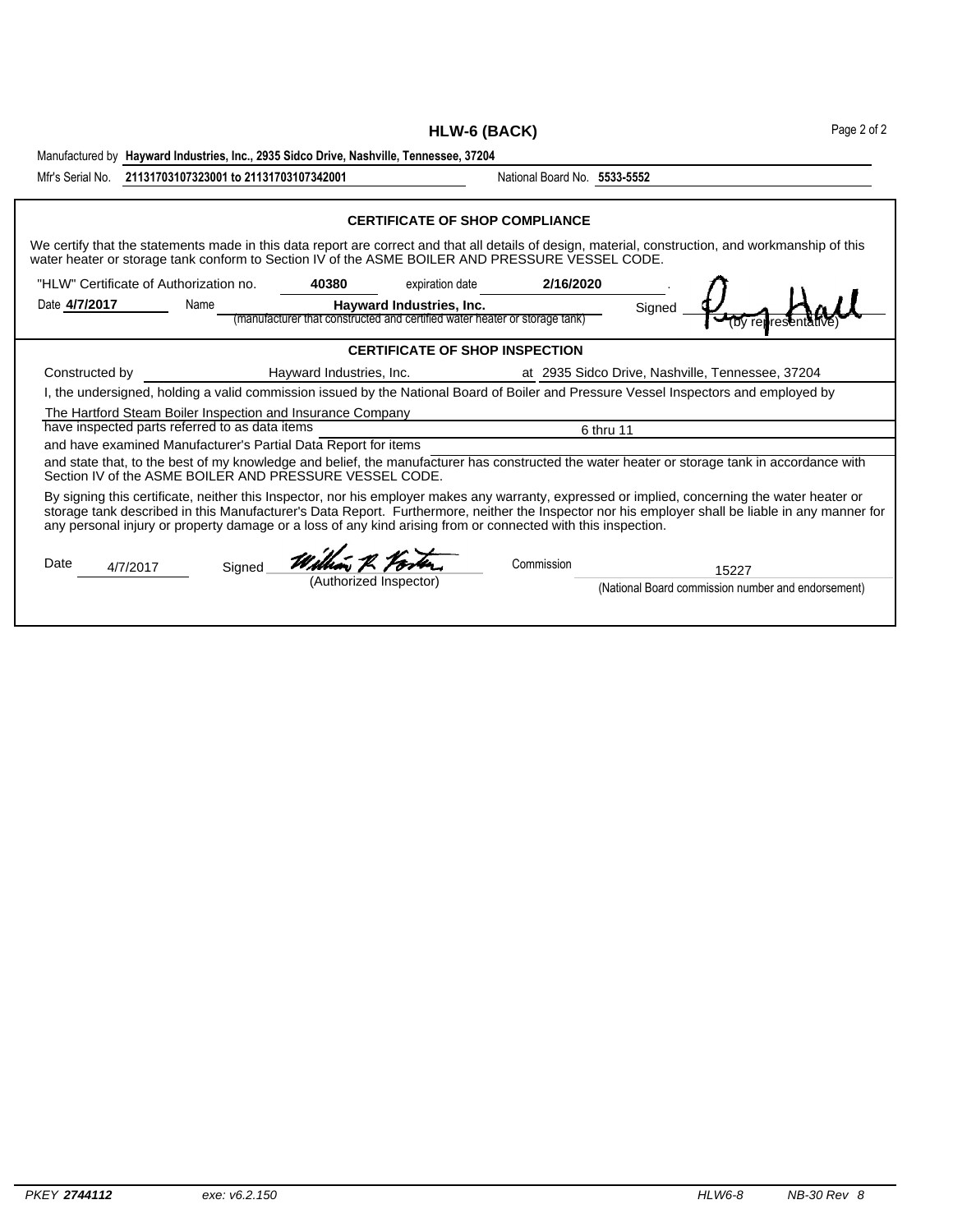# HLW-6 (BACK)

Manufactured by **Hayward Industries, Inc., 2935 Sidco Drive, Nashville, Tennessee, 37204**

Mfr's Serial No. **21131703107323001 to 21131703107342001** National Board No. **5533-5552**

## CERTIFICATE OF SHOP COMPLIANCE

We certify that the statements made in this data report are correct and that all details of design, material, construction, and workmanship of this water heater or storage tank conform to Section IV of the ASME BOILER AND PRESSURE VESSEL CODE.

"HLW" Certificate of Authorization no. **40380** expiration date **2/16/2020**.

Date **4/7/2017** Name **Hayward Industries, Inc.** (manufacturer that constructed and certified water heater or storage tank) Signed *Perry Hall* (by representative)

## CERTIFICATE OF SHOP INSPECTION

Constructed by Hayward Industries, Inc. at 2935 Sidco Drive, Nashville, Tennessee, 37204

I, the undersigned, holding a valid commission issued by the National Board of Boiler and Pressure Vessel Inspectors and employed by The Hartford Steam Boiler Inspection and Insurance Company

have inspected parts referred to as data items 6 thru 11

and have examined Manufacturer's Partial Data Report for items

and state that, to the best of my knowledge and belief, the manufacturer has constructed the water heater or storage tank in accordance with Section IV of the ASME BOILER AND PRESSURE VESSEL CODE.

By signing this certificate, neither this Inspector, nor his employer makes any warranty, expressed or implied, concerning the water heater or storage tank described in this Manufacturer's Data Report. Furthermore, neither the Inspector nor his employer shall be liable in any manner for any personal injury or property damage or a loss of any kind arising from or connected with this inspection.

Date 4/7/2017 Signed *William R. Foster* (Authorized Inspector) Commission 15227 (National Board commission number and endorsement)

PKEY 2744112 exe: v6.2.150 HLW6-8 NB-30 Rev 8